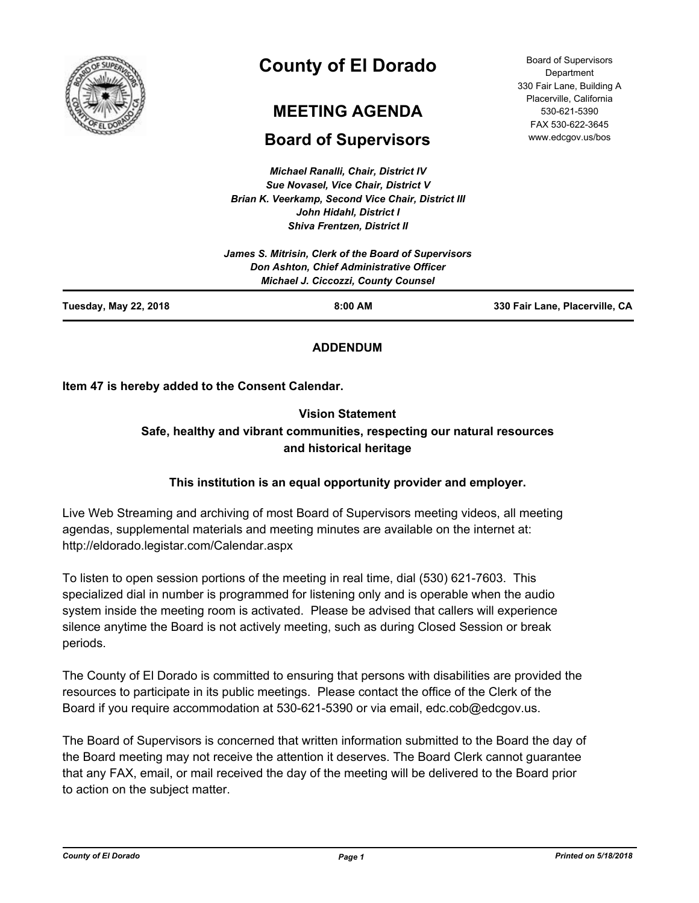# County of El Dorado

## MEETING AGENDA

## Board of Supervisors

Board of Supervisors Department
330 Fair Lane, Building A
Placerville, California
530-621-5390
FAX 530-622-3645
www.edcgov.us/bos

*Michael Ranalli, Chair, District IV*
*Sue Novasel, Vice Chair, District V*
*Brian K. Veerkamp, Second Vice Chair, District III*
*John Hidahl, District I*
*Shiva Frentzen, District II*

*James S. Mitrisin, Clerk of the Board of Supervisors*
*Don Ashton, Chief Administrative Officer*
*Michael J. Ciccozzi, County Counsel*

**Tuesday, May 22, 2018** | **8:00 AM** | **330 Fair Lane, Placerville, CA**

**ADDENDUM**

**Item 47 is hereby added to the Consent Calendar.**

**Vision Statement**
**Safe, healthy and vibrant communities, respecting our natural resources and historical heritage**

**This institution is an equal opportunity provider and employer.**

Live Web Streaming and archiving of most Board of Supervisors meeting videos, all meeting agendas, supplemental materials and meeting minutes are available on the internet at: http://eldorado.legistar.com/Calendar.aspx

To listen to open session portions of the meeting in real time, dial (530) 621-7603. This specialized dial in number is programmed for listening only and is operable when the audio system inside the meeting room is activated. Please be advised that callers will experience silence anytime the Board is not actively meeting, such as during Closed Session or break periods.

The County of El Dorado is committed to ensuring that persons with disabilities are provided the resources to participate in its public meetings. Please contact the office of the Clerk of the Board if you require accommodation at 530-621-5390 or via email, edc.cob@edcgov.us.

The Board of Supervisors is concerned that written information submitted to the Board the day of the Board meeting may not receive the attention it deserves. The Board Clerk cannot guarantee that any FAX, email, or mail received the day of the meeting will be delivered to the Board prior to action on the subject matter.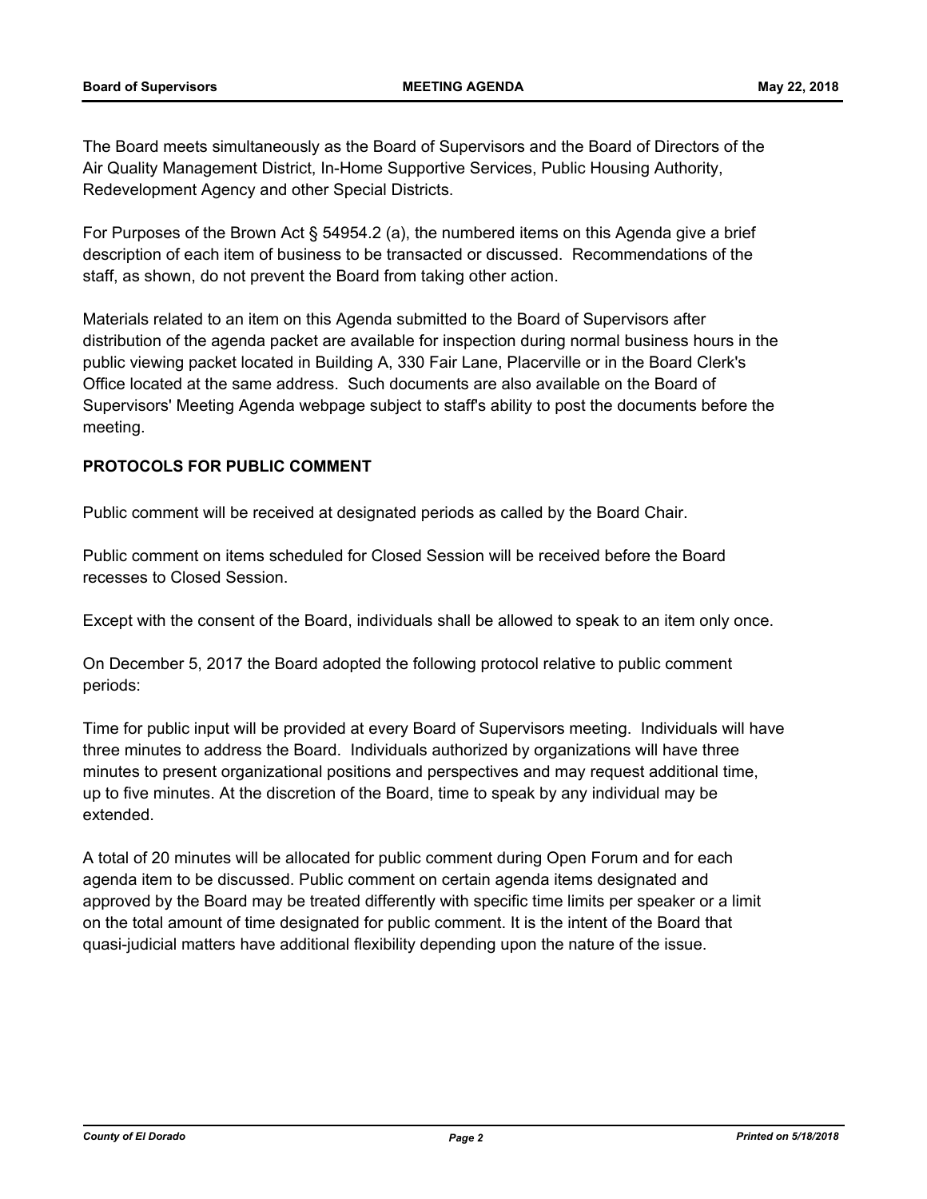The Board meets simultaneously as the Board of Supervisors and the Board of Directors of the Air Quality Management District, In-Home Supportive Services, Public Housing Authority, Redevelopment Agency and other Special Districts.

For Purposes of the Brown Act § 54954.2 (a), the numbered items on this Agenda give a brief description of each item of business to be transacted or discussed. Recommendations of the staff, as shown, do not prevent the Board from taking other action.

Materials related to an item on this Agenda submitted to the Board of Supervisors after distribution of the agenda packet are available for inspection during normal business hours in the public viewing packet located in Building A, 330 Fair Lane, Placerville or in the Board Clerk's Office located at the same address. Such documents are also available on the Board of Supervisors' Meeting Agenda webpage subject to staff's ability to post the documents before the meeting.

**PROTOCOLS FOR PUBLIC COMMENT**

Public comment will be received at designated periods as called by the Board Chair.

Public comment on items scheduled for Closed Session will be received before the Board recesses to Closed Session.

Except with the consent of the Board, individuals shall be allowed to speak to an item only once.

On December 5, 2017 the Board adopted the following protocol relative to public comment periods:

Time for public input will be provided at every Board of Supervisors meeting. Individuals will have three minutes to address the Board. Individuals authorized by organizations will have three minutes to present organizational positions and perspectives and may request additional time, up to five minutes. At the discretion of the Board, time to speak by any individual may be extended.

A total of 20 minutes will be allocated for public comment during Open Forum and for each agenda item to be discussed. Public comment on certain agenda items designated and approved by the Board may be treated differently with specific time limits per speaker or a limit on the total amount of time designated for public comment. It is the intent of the Board that quasi-judicial matters have additional flexibility depending upon the nature of the issue.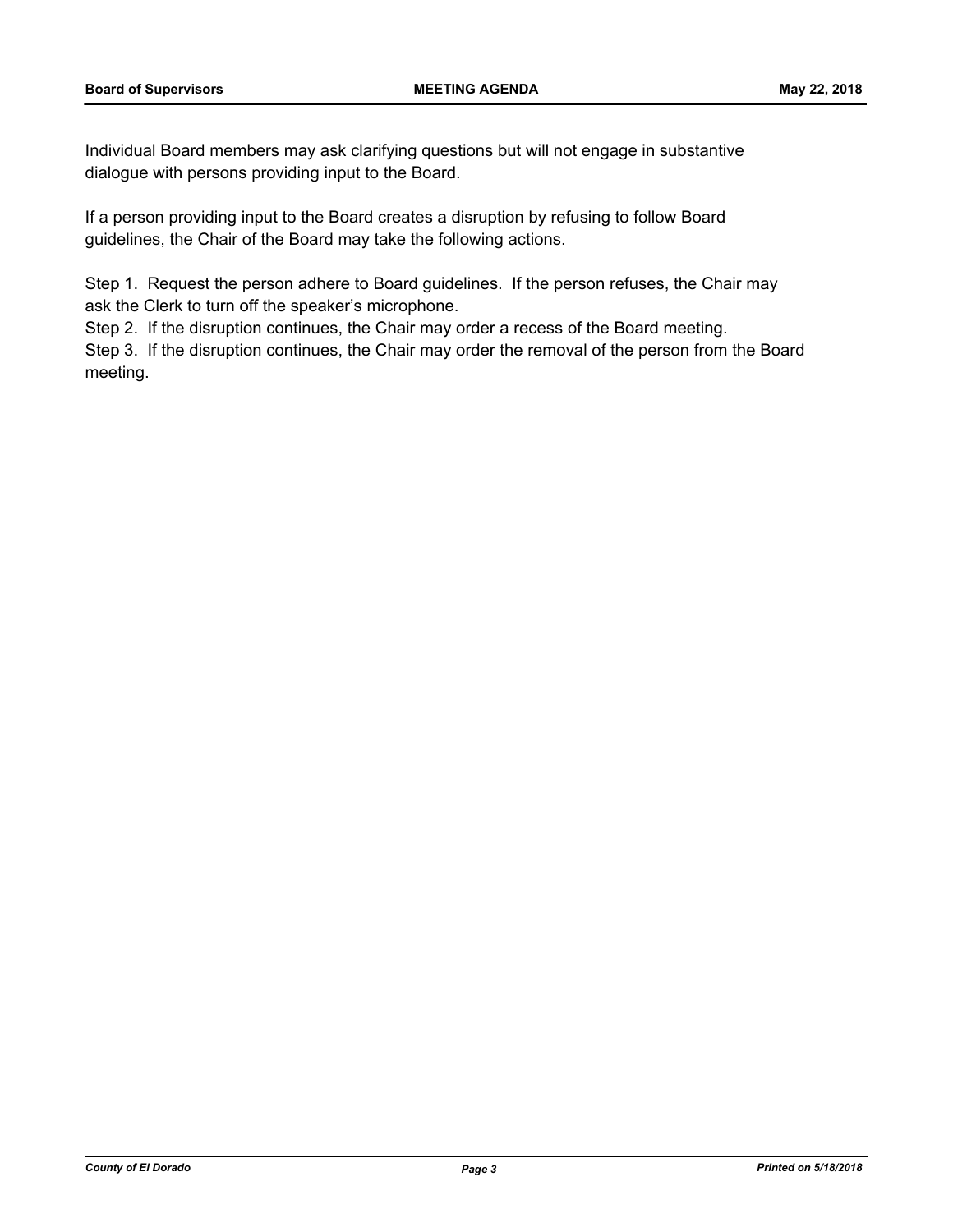Individual Board members may ask clarifying questions but will not engage in substantive dialogue with persons providing input to the Board.

If a person providing input to the Board creates a disruption by refusing to follow Board guidelines, the Chair of the Board may take the following actions.

Step 1. Request the person adhere to Board guidelines. If the person refuses, the Chair may ask the Clerk to turn off the speaker's microphone.
Step 2. If the disruption continues, the Chair may order a recess of the Board meeting.
Step 3. If the disruption continues, the Chair may order the removal of the person from the Board meeting.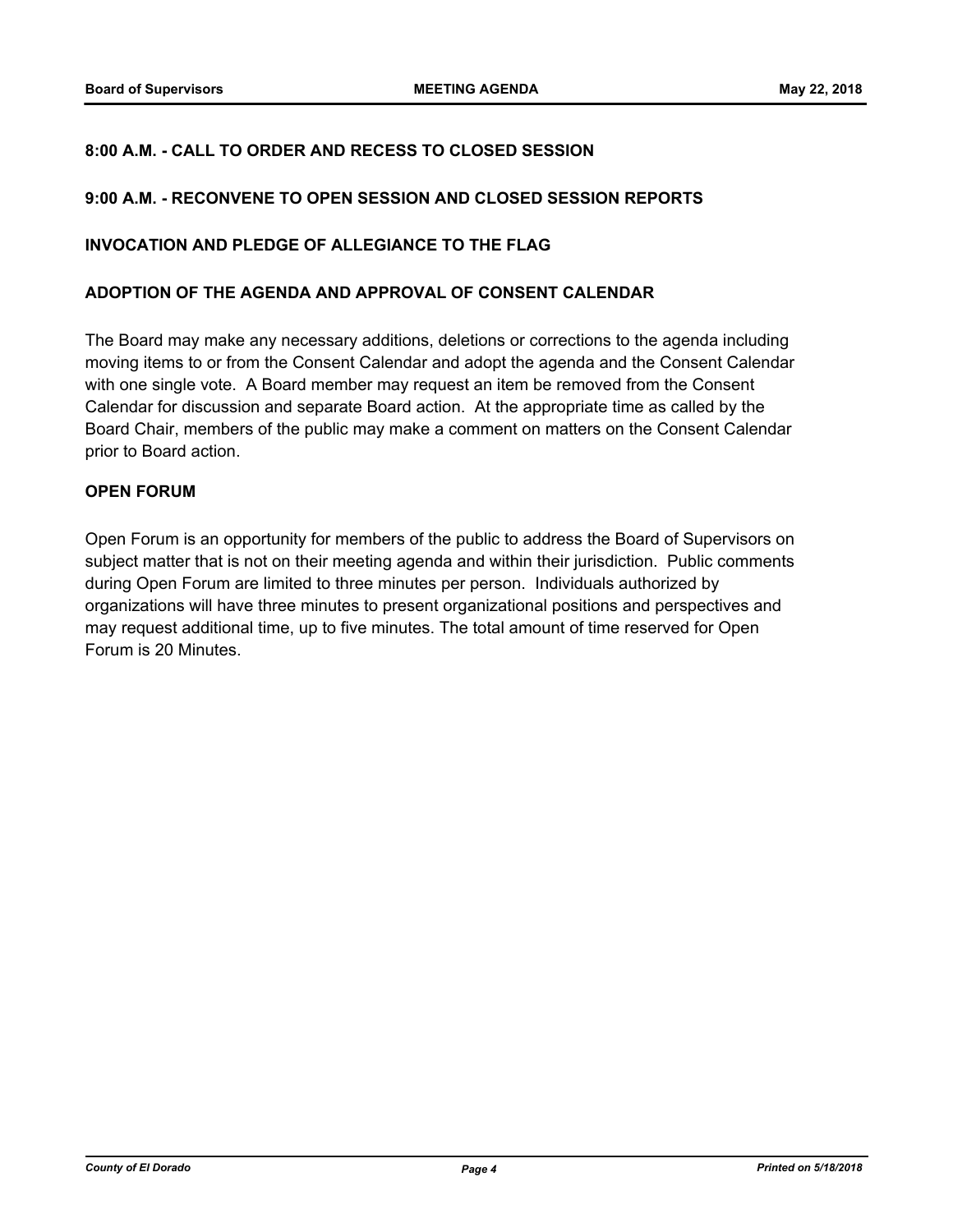**8:00 A.M. - CALL TO ORDER AND RECESS TO CLOSED SESSION**

**9:00 A.M. - RECONVENE TO OPEN SESSION AND CLOSED SESSION REPORTS**

**INVOCATION AND PLEDGE OF ALLEGIANCE TO THE FLAG**

**ADOPTION OF THE AGENDA AND APPROVAL OF CONSENT CALENDAR**

The Board may make any necessary additions, deletions or corrections to the agenda including moving items to or from the Consent Calendar and adopt the agenda and the Consent Calendar with one single vote. A Board member may request an item be removed from the Consent Calendar for discussion and separate Board action. At the appropriate time as called by the Board Chair, members of the public may make a comment on matters on the Consent Calendar prior to Board action.

**OPEN FORUM**

Open Forum is an opportunity for members of the public to address the Board of Supervisors on subject matter that is not on their meeting agenda and within their jurisdiction. Public comments during Open Forum are limited to three minutes per person. Individuals authorized by organizations will have three minutes to present organizational positions and perspectives and may request additional time, up to five minutes. The total amount of time reserved for Open Forum is 20 Minutes.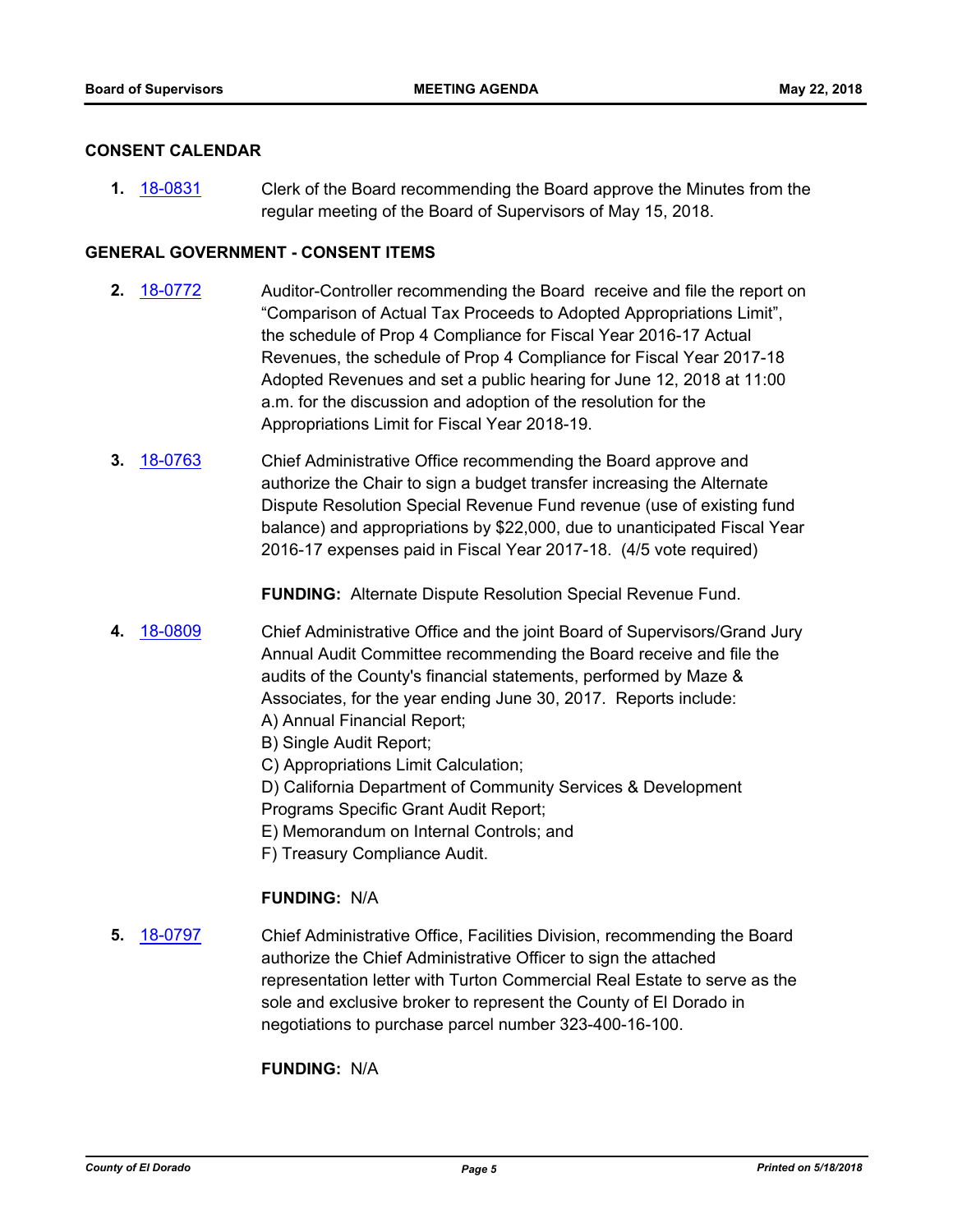## CONSENT CALENDAR

**1.** 18-0831 Clerk of the Board recommending the Board approve the Minutes from the regular meeting of the Board of Supervisors of May 15, 2018.

## GENERAL GOVERNMENT - CONSENT ITEMS

**2.** 18-0772 Auditor-Controller recommending the Board receive and file the report on "Comparison of Actual Tax Proceeds to Adopted Appropriations Limit", the schedule of Prop 4 Compliance for Fiscal Year 2016-17 Actual Revenues, the schedule of Prop 4 Compliance for Fiscal Year 2017-18 Adopted Revenues and set a public hearing for June 12, 2018 at 11:00 a.m. for the discussion and adoption of the resolution for the Appropriations Limit for Fiscal Year 2018-19.

**3.** 18-0763 Chief Administrative Office recommending the Board approve and authorize the Chair to sign a budget transfer increasing the Alternate Dispute Resolution Special Revenue Fund revenue (use of existing fund balance) and appropriations by $22,000, due to unanticipated Fiscal Year 2016-17 expenses paid in Fiscal Year 2017-18. (4/5 vote required)

**FUNDING:** Alternate Dispute Resolution Special Revenue Fund.

**4.** 18-0809 Chief Administrative Office and the joint Board of Supervisors/Grand Jury Annual Audit Committee recommending the Board receive and file the audits of the County's financial statements, performed by Maze & Associates, for the year ending June 30, 2017. Reports include:
A) Annual Financial Report;
B) Single Audit Report;
C) Appropriations Limit Calculation;
D) California Department of Community Services & Development Programs Specific Grant Audit Report;
E) Memorandum on Internal Controls; and
F) Treasury Compliance Audit.

**FUNDING:** N/A

**5.** 18-0797 Chief Administrative Office, Facilities Division, recommending the Board authorize the Chief Administrative Officer to sign the attached representation letter with Turton Commercial Real Estate to serve as the sole and exclusive broker to represent the County of El Dorado in negotiations to purchase parcel number 323-400-16-100.

**FUNDING:** N/A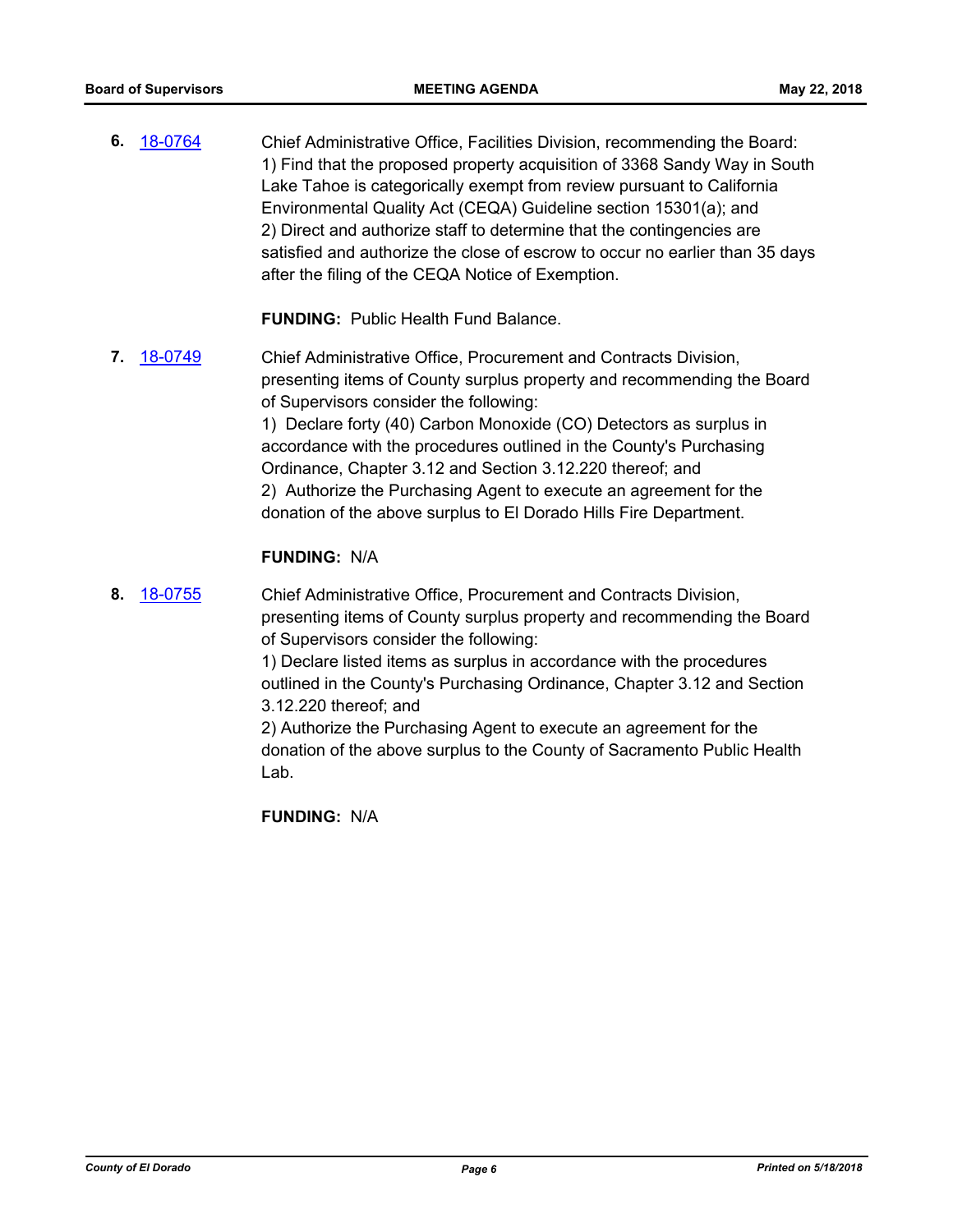**6.** 18-0764 Chief Administrative Office, Facilities Division, recommending the Board:
1) Find that the proposed property acquisition of 3368 Sandy Way in South Lake Tahoe is categorically exempt from review pursuant to California Environmental Quality Act (CEQA) Guideline section 15301(a); and
2) Direct and authorize staff to determine that the contingencies are satisfied and authorize the close of escrow to occur no earlier than 35 days after the filing of the CEQA Notice of Exemption.

**FUNDING:** Public Health Fund Balance.

**7.** 18-0749 Chief Administrative Office, Procurement and Contracts Division, presenting items of County surplus property and recommending the Board of Supervisors consider the following:
1) Declare forty (40) Carbon Monoxide (CO) Detectors as surplus in accordance with the procedures outlined in the County's Purchasing Ordinance, Chapter 3.12 and Section 3.12.220 thereof; and
2) Authorize the Purchasing Agent to execute an agreement for the donation of the above surplus to El Dorado Hills Fire Department.

**FUNDING:** N/A

**8.** 18-0755 Chief Administrative Office, Procurement and Contracts Division, presenting items of County surplus property and recommending the Board of Supervisors consider the following:
1) Declare listed items as surplus in accordance with the procedures outlined in the County's Purchasing Ordinance, Chapter 3.12 and Section 3.12.220 thereof; and
2) Authorize the Purchasing Agent to execute an agreement for the donation of the above surplus to the County of Sacramento Public Health Lab.

**FUNDING:** N/A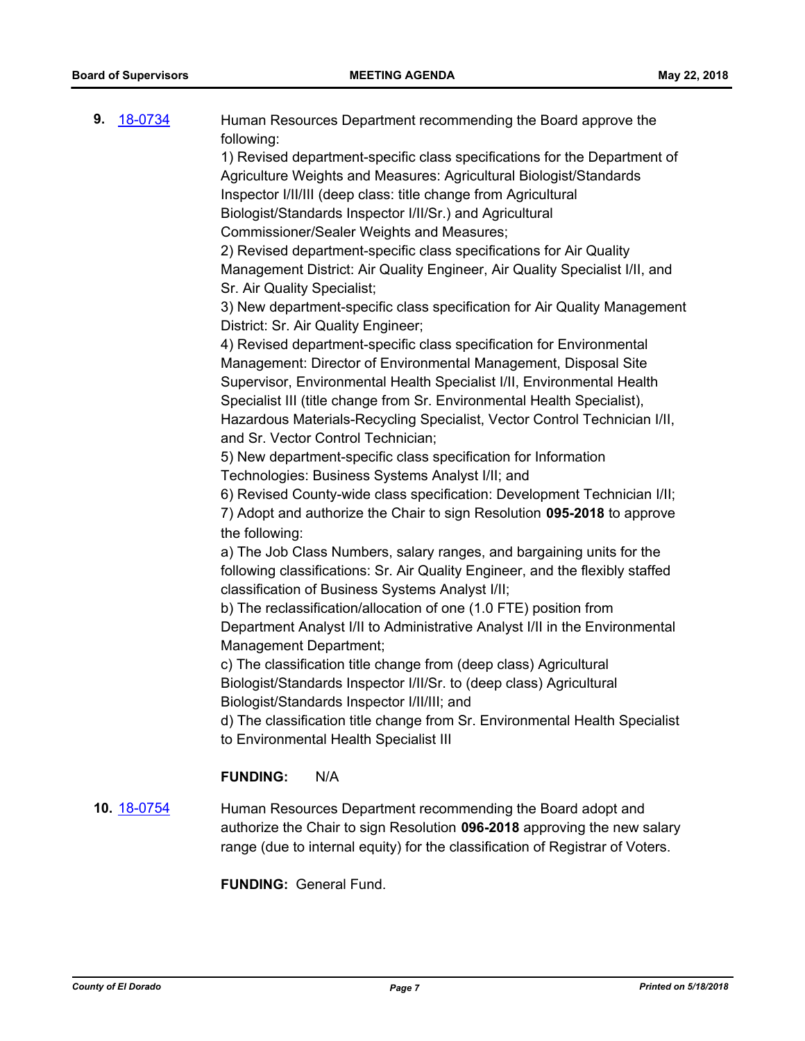**9.** [18-0734](18-0734)

Human Resources Department recommending the Board approve the following:

1) Revised department-specific class specifications for the Department of Agriculture Weights and Measures: Agricultural Biologist/Standards Inspector I/II/III (deep class: title change from Agricultural Biologist/Standards Inspector I/II/Sr.) and Agricultural Commissioner/Sealer Weights and Measures;

2) Revised department-specific class specifications for Air Quality Management District: Air Quality Engineer, Air Quality Specialist I/II, and Sr. Air Quality Specialist;

3) New department-specific class specification for Air Quality Management District: Sr. Air Quality Engineer;

4) Revised department-specific class specification for Environmental Management: Director of Environmental Management, Disposal Site Supervisor, Environmental Health Specialist I/II, Environmental Health Specialist III (title change from Sr. Environmental Health Specialist), Hazardous Materials-Recycling Specialist, Vector Control Technician I/II, and Sr. Vector Control Technician;

5) New department-specific class specification for Information Technologies: Business Systems Analyst I/II; and

6) Revised County-wide class specification: Development Technician I/II;

7) Adopt and authorize the Chair to sign Resolution **095-2018** to approve the following:

a) The Job Class Numbers, salary ranges, and bargaining units for the following classifications: Sr. Air Quality Engineer, and the flexibly staffed classification of Business Systems Analyst I/II;

b) The reclassification/allocation of one (1.0 FTE) position from Department Analyst I/II to Administrative Analyst I/II in the Environmental Management Department;

c) The classification title change from (deep class) Agricultural Biologist/Standards Inspector I/II/Sr. to (deep class) Agricultural Biologist/Standards Inspector I/II/III; and

d) The classification title change from Sr. Environmental Health Specialist to Environmental Health Specialist III

**FUNDING:** N/A

**10.** [18-0754](18-0754)

Human Resources Department recommending the Board adopt and authorize the Chair to sign Resolution **096-2018** approving the new salary range (due to internal equity) for the classification of Registrar of Voters.

**FUNDING:** General Fund.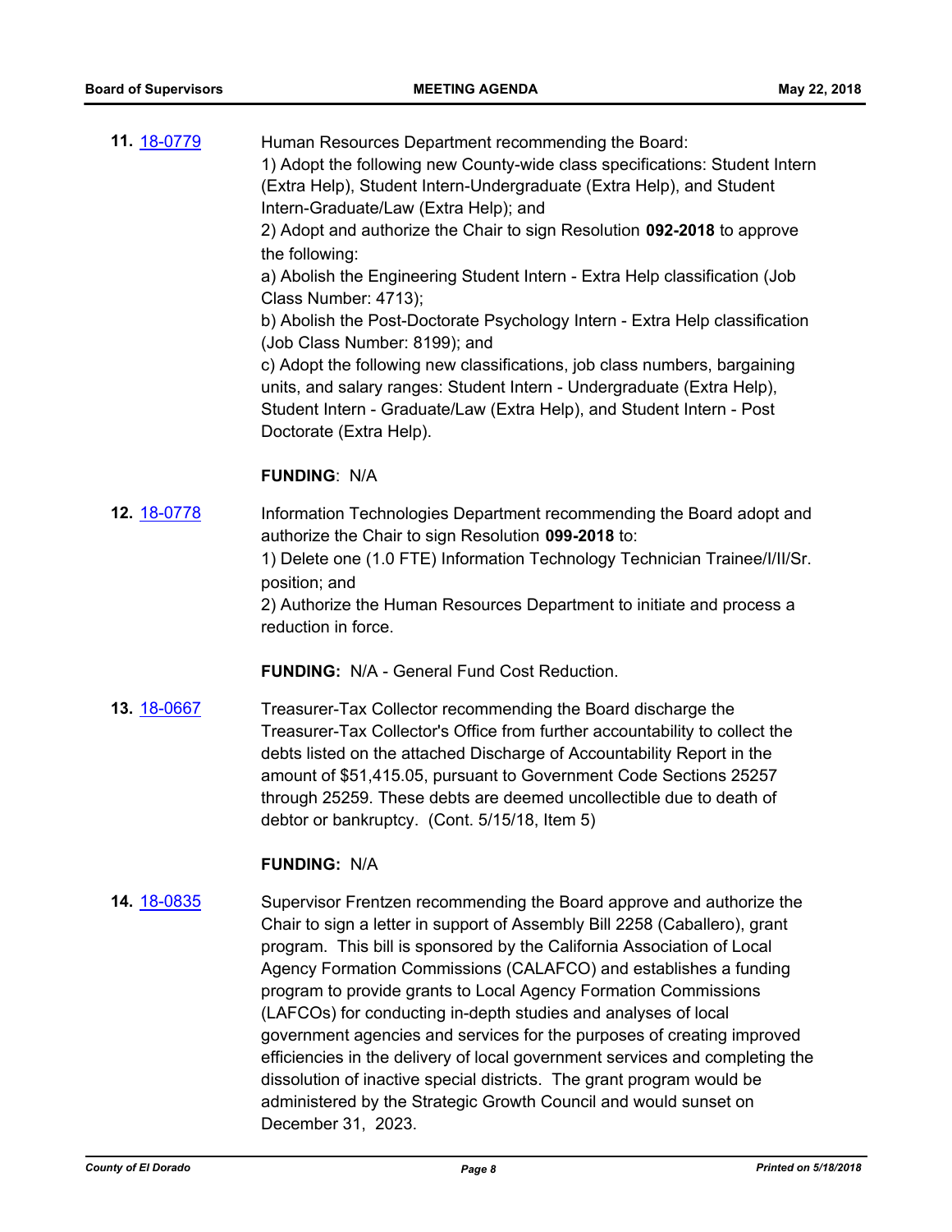**11.** [18-0779](18-0779)

Human Resources Department recommending the Board:
1) Adopt the following new County-wide class specifications: Student Intern (Extra Help), Student Intern-Undergraduate (Extra Help), and Student Intern-Graduate/Law (Extra Help); and
2) Adopt and authorize the Chair to sign Resolution **092-2018** to approve the following:
a) Abolish the Engineering Student Intern - Extra Help classification (Job Class Number: 4713);
b) Abolish the Post-Doctorate Psychology Intern - Extra Help classification (Job Class Number: 8199); and
c) Adopt the following new classifications, job class numbers, bargaining units, and salary ranges: Student Intern - Undergraduate (Extra Help), Student Intern - Graduate/Law (Extra Help), and Student Intern - Post Doctorate (Extra Help).

**FUNDING**: N/A

**12.** [18-0778](18-0778)

Information Technologies Department recommending the Board adopt and authorize the Chair to sign Resolution **099-2018** to:
1) Delete one (1.0 FTE) Information Technology Technician Trainee/I/II/Sr. position; and
2) Authorize the Human Resources Department to initiate and process a reduction in force.

**FUNDING:** N/A - General Fund Cost Reduction.

**13.** [18-0667](18-0667)

Treasurer-Tax Collector recommending the Board discharge the Treasurer-Tax Collector's Office from further accountability to collect the debts listed on the attached Discharge of Accountability Report in the amount of $51,415.05, pursuant to Government Code Sections 25257 through 25259. These debts are deemed uncollectible due to death of debtor or bankruptcy. (Cont. 5/15/18, Item 5)

**FUNDING:** N/A

**14.** [18-0835](18-0835)

Supervisor Frentzen recommending the Board approve and authorize the Chair to sign a letter in support of Assembly Bill 2258 (Caballero), grant program. This bill is sponsored by the California Association of Local Agency Formation Commissions (CALAFCO) and establishes a funding program to provide grants to Local Agency Formation Commissions (LAFCOs) for conducting in-depth studies and analyses of local government agencies and services for the purposes of creating improved efficiencies in the delivery of local government services and completing the dissolution of inactive special districts. The grant program would be administered by the Strategic Growth Council and would sunset on December 31, 2023.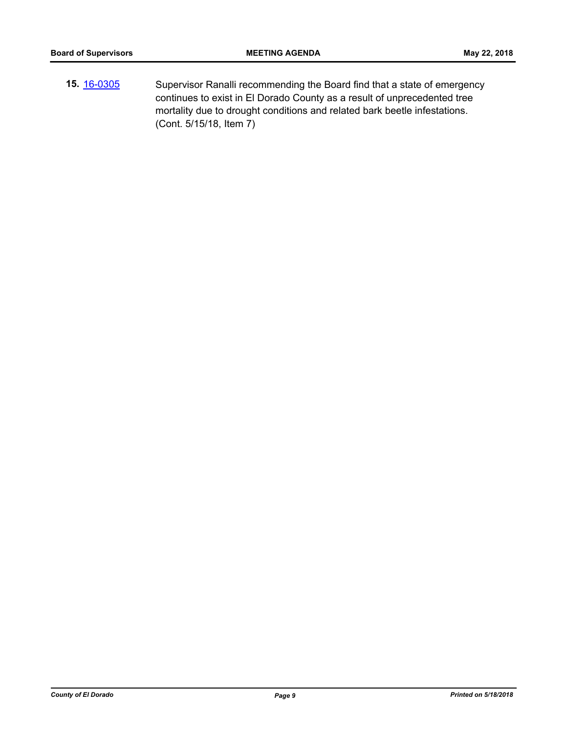**15.** 16-0305 Supervisor Ranalli recommending the Board find that a state of emergency continues to exist in El Dorado County as a result of unprecedented tree mortality due to drought conditions and related bark beetle infestations. (Cont. 5/15/18, Item 7)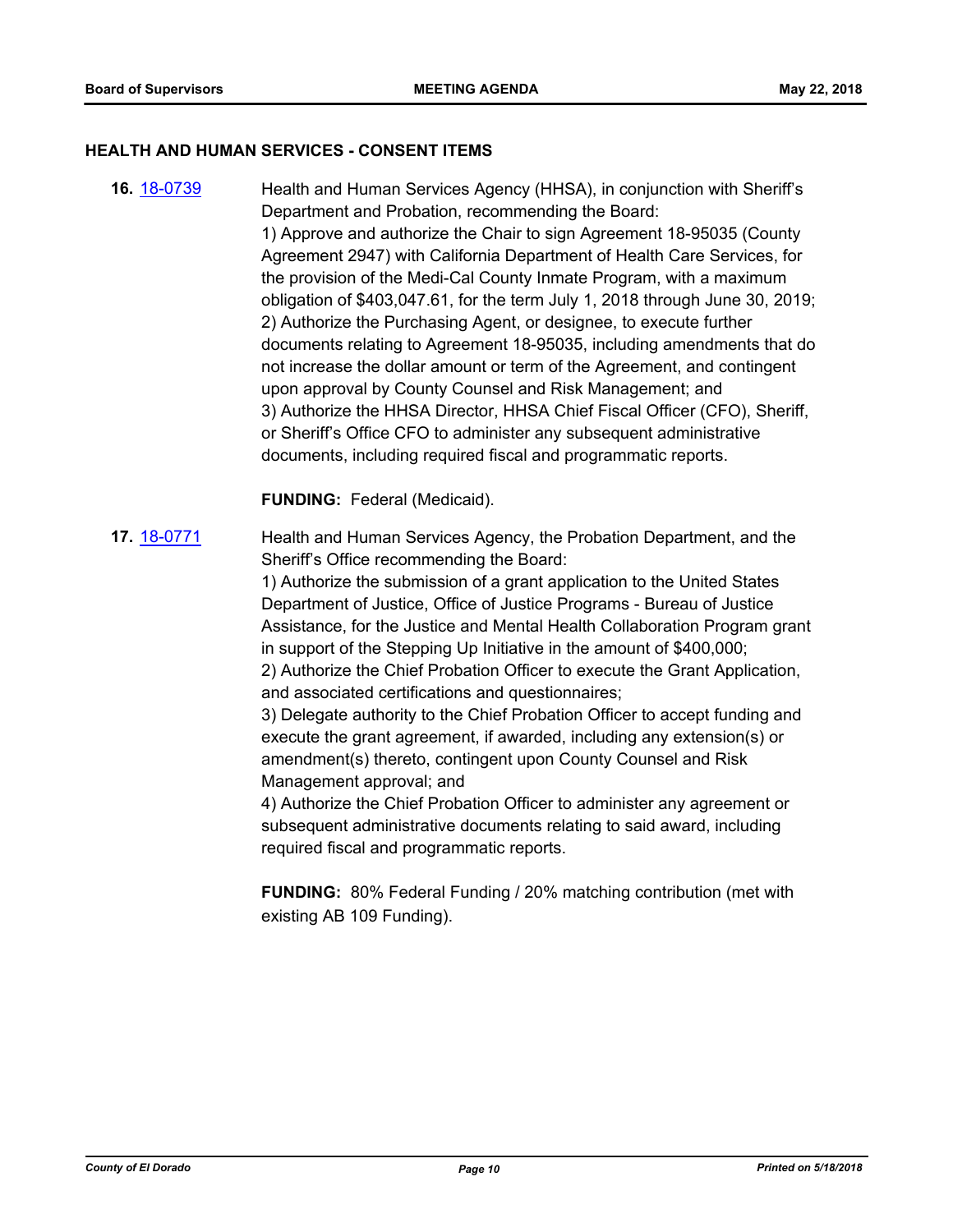## HEALTH AND HUMAN SERVICES - CONSENT ITEMS

**16.** [18-0739](18-0739) Health and Human Services Agency (HHSA), in conjunction with Sheriff's Department and Probation, recommending the Board:

1) Approve and authorize the Chair to sign Agreement 18-95035 (County Agreement 2947) with California Department of Health Care Services, for the provision of the Medi-Cal County Inmate Program, with a maximum obligation of $403,047.61, for the term July 1, 2018 through June 30, 2019;
2) Authorize the Purchasing Agent, or designee, to execute further documents relating to Agreement 18-95035, including amendments that do not increase the dollar amount or term of the Agreement, and contingent upon approval by County Counsel and Risk Management; and
3) Authorize the HHSA Director, HHSA Chief Fiscal Officer (CFO), Sheriff, or Sheriff's Office CFO to administer any subsequent administrative documents, including required fiscal and programmatic reports.

**FUNDING:** Federal (Medicaid).

**17.** [18-0771](18-0771) Health and Human Services Agency, the Probation Department, and the Sheriff's Office recommending the Board:

1) Authorize the submission of a grant application to the United States Department of Justice, Office of Justice Programs - Bureau of Justice Assistance, for the Justice and Mental Health Collaboration Program grant in support of the Stepping Up Initiative in the amount of $400,000;
2) Authorize the Chief Probation Officer to execute the Grant Application, and associated certifications and questionnaires;
3) Delegate authority to the Chief Probation Officer to accept funding and execute the grant agreement, if awarded, including any extension(s) or amendment(s) thereto, contingent upon County Counsel and Risk Management approval; and
4) Authorize the Chief Probation Officer to administer any agreement or subsequent administrative documents relating to said award, including required fiscal and programmatic reports.

**FUNDING:** 80% Federal Funding / 20% matching contribution (met with existing AB 109 Funding).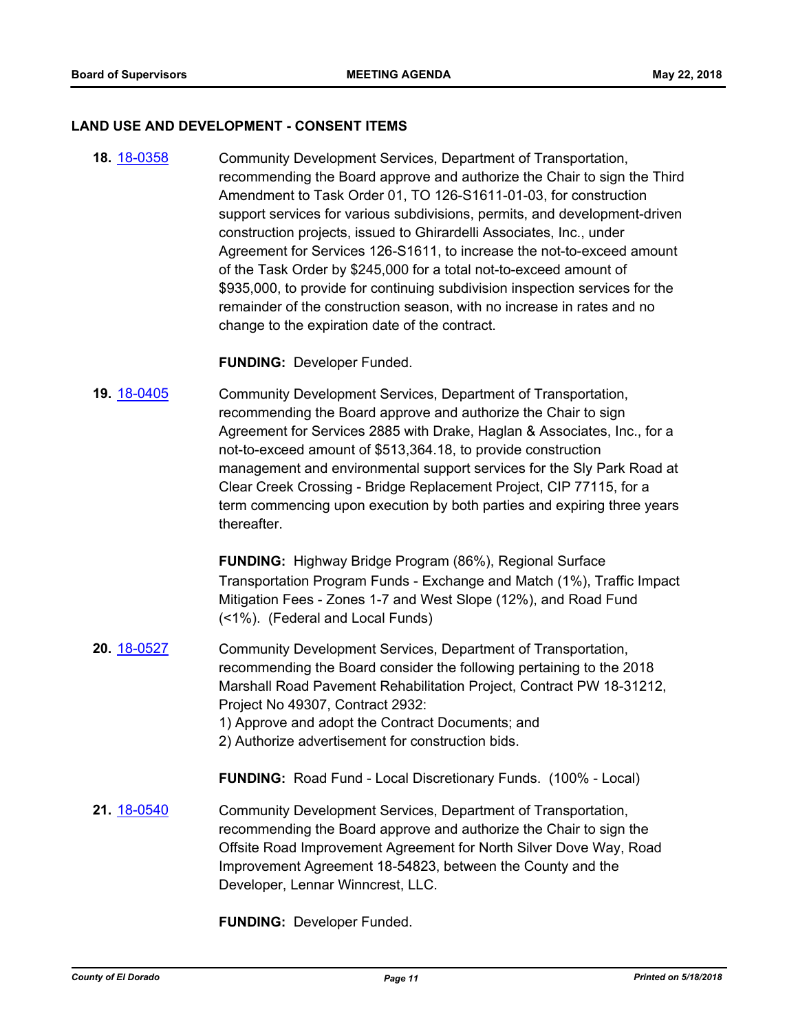## LAND USE AND DEVELOPMENT - CONSENT ITEMS

**18.** 18-0358 Community Development Services, Department of Transportation, recommending the Board approve and authorize the Chair to sign the Third Amendment to Task Order 01, TO 126-S1611-01-03, for construction support services for various subdivisions, permits, and development-driven construction projects, issued to Ghirardelli Associates, Inc., under Agreement for Services 126-S1611, to increase the not-to-exceed amount of the Task Order by $245,000 for a total not-to-exceed amount of $935,000, to provide for continuing subdivision inspection services for the remainder of the construction season, with no increase in rates and no change to the expiration date of the contract.

**FUNDING:** Developer Funded.

**19.** 18-0405 Community Development Services, Department of Transportation, recommending the Board approve and authorize the Chair to sign Agreement for Services 2885 with Drake, Haglan & Associates, Inc., for a not-to-exceed amount of $513,364.18, to provide construction management and environmental support services for the Sly Park Road at Clear Creek Crossing - Bridge Replacement Project, CIP 77115, for a term commencing upon execution by both parties and expiring three years thereafter.

**FUNDING:** Highway Bridge Program (86%), Regional Surface Transportation Program Funds - Exchange and Match (1%), Traffic Impact Mitigation Fees - Zones 1-7 and West Slope (12%), and Road Fund (<1%). (Federal and Local Funds)

**20.** 18-0527 Community Development Services, Department of Transportation, recommending the Board consider the following pertaining to the 2018 Marshall Road Pavement Rehabilitation Project, Contract PW 18-31212, Project No 49307, Contract 2932:
1) Approve and adopt the Contract Documents; and
2) Authorize advertisement for construction bids.

**FUNDING:** Road Fund - Local Discretionary Funds. (100% - Local)

**21.** 18-0540 Community Development Services, Department of Transportation, recommending the Board approve and authorize the Chair to sign the Offsite Road Improvement Agreement for North Silver Dove Way, Road Improvement Agreement 18-54823, between the County and the Developer, Lennar Winncrest, LLC.

**FUNDING:** Developer Funded.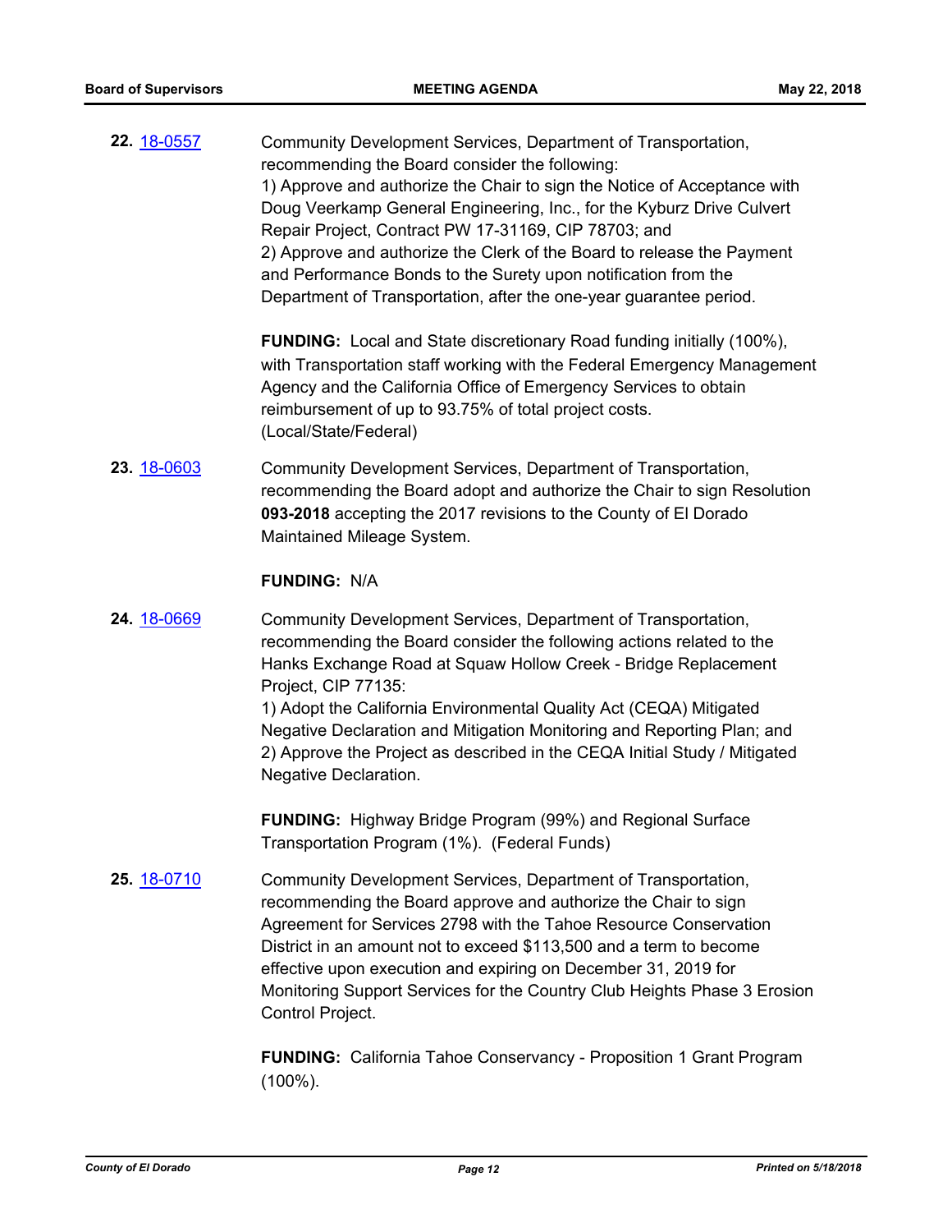**22.** 18-0557

Community Development Services, Department of Transportation, recommending the Board consider the following:
1) Approve and authorize the Chair to sign the Notice of Acceptance with Doug Veerkamp General Engineering, Inc., for the Kyburz Drive Culvert Repair Project, Contract PW 17-31169, CIP 78703; and
2) Approve and authorize the Clerk of the Board to release the Payment and Performance Bonds to the Surety upon notification from the Department of Transportation, after the one-year guarantee period.

**FUNDING:** Local and State discretionary Road funding initially (100%), with Transportation staff working with the Federal Emergency Management Agency and the California Office of Emergency Services to obtain reimbursement of up to 93.75% of total project costs. (Local/State/Federal)

**23.** 18-0603

Community Development Services, Department of Transportation, recommending the Board adopt and authorize the Chair to sign Resolution **093-2018** accepting the 2017 revisions to the County of El Dorado Maintained Mileage System.

**FUNDING:** N/A

**24.** 18-0669

Community Development Services, Department of Transportation, recommending the Board consider the following actions related to the Hanks Exchange Road at Squaw Hollow Creek - Bridge Replacement Project, CIP 77135:
1) Adopt the California Environmental Quality Act (CEQA) Mitigated Negative Declaration and Mitigation Monitoring and Reporting Plan; and
2) Approve the Project as described in the CEQA Initial Study / Mitigated Negative Declaration.

**FUNDING:** Highway Bridge Program (99%) and Regional Surface Transportation Program (1%). (Federal Funds)

**25.** 18-0710

Community Development Services, Department of Transportation, recommending the Board approve and authorize the Chair to sign Agreement for Services 2798 with the Tahoe Resource Conservation District in an amount not to exceed $113,500 and a term to become effective upon execution and expiring on December 31, 2019 for Monitoring Support Services for the Country Club Heights Phase 3 Erosion Control Project.

**FUNDING:** California Tahoe Conservancy - Proposition 1 Grant Program (100%).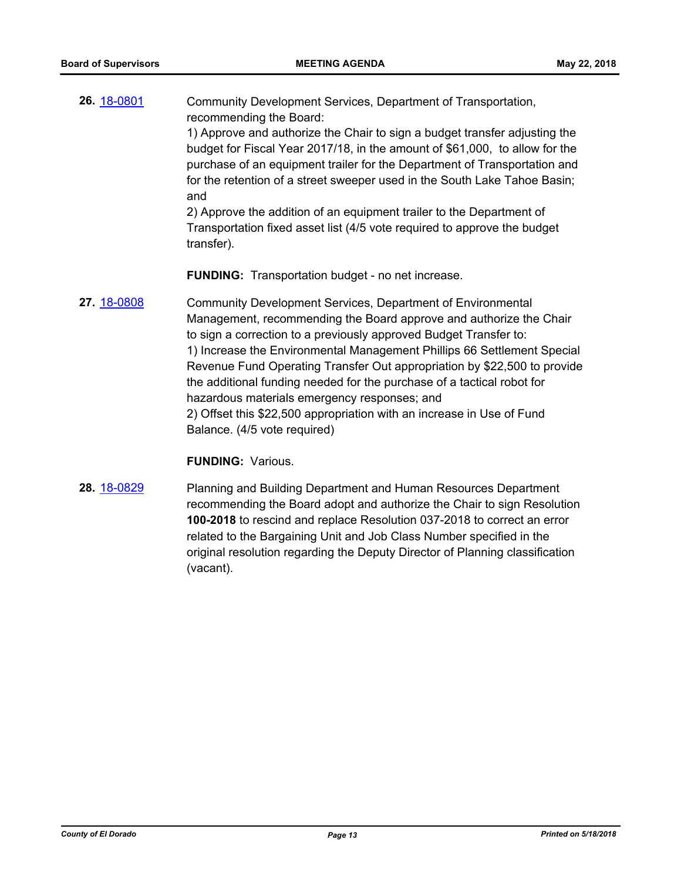**26.** 18-0801 Community Development Services, Department of Transportation, recommending the Board:

1) Approve and authorize the Chair to sign a budget transfer adjusting the budget for Fiscal Year 2017/18, in the amount of $61,000, to allow for the purchase of an equipment trailer for the Department of Transportation and for the retention of a street sweeper used in the South Lake Tahoe Basin; and

2) Approve the addition of an equipment trailer to the Department of Transportation fixed asset list (4/5 vote required to approve the budget transfer).

**FUNDING:** Transportation budget - no net increase.

**27.** 18-0808 Community Development Services, Department of Environmental Management, recommending the Board approve and authorize the Chair to sign a correction to a previously approved Budget Transfer to:

1) Increase the Environmental Management Phillips 66 Settlement Special Revenue Fund Operating Transfer Out appropriation by $22,500 to provide the additional funding needed for the purchase of a tactical robot for hazardous materials emergency responses; and

2) Offset this $22,500 appropriation with an increase in Use of Fund Balance. (4/5 vote required)

**FUNDING:** Various.

**28.** 18-0829 Planning and Building Department and Human Resources Department recommending the Board adopt and authorize the Chair to sign Resolution **100-2018** to rescind and replace Resolution 037-2018 to correct an error related to the Bargaining Unit and Job Class Number specified in the original resolution regarding the Deputy Director of Planning classification (vacant).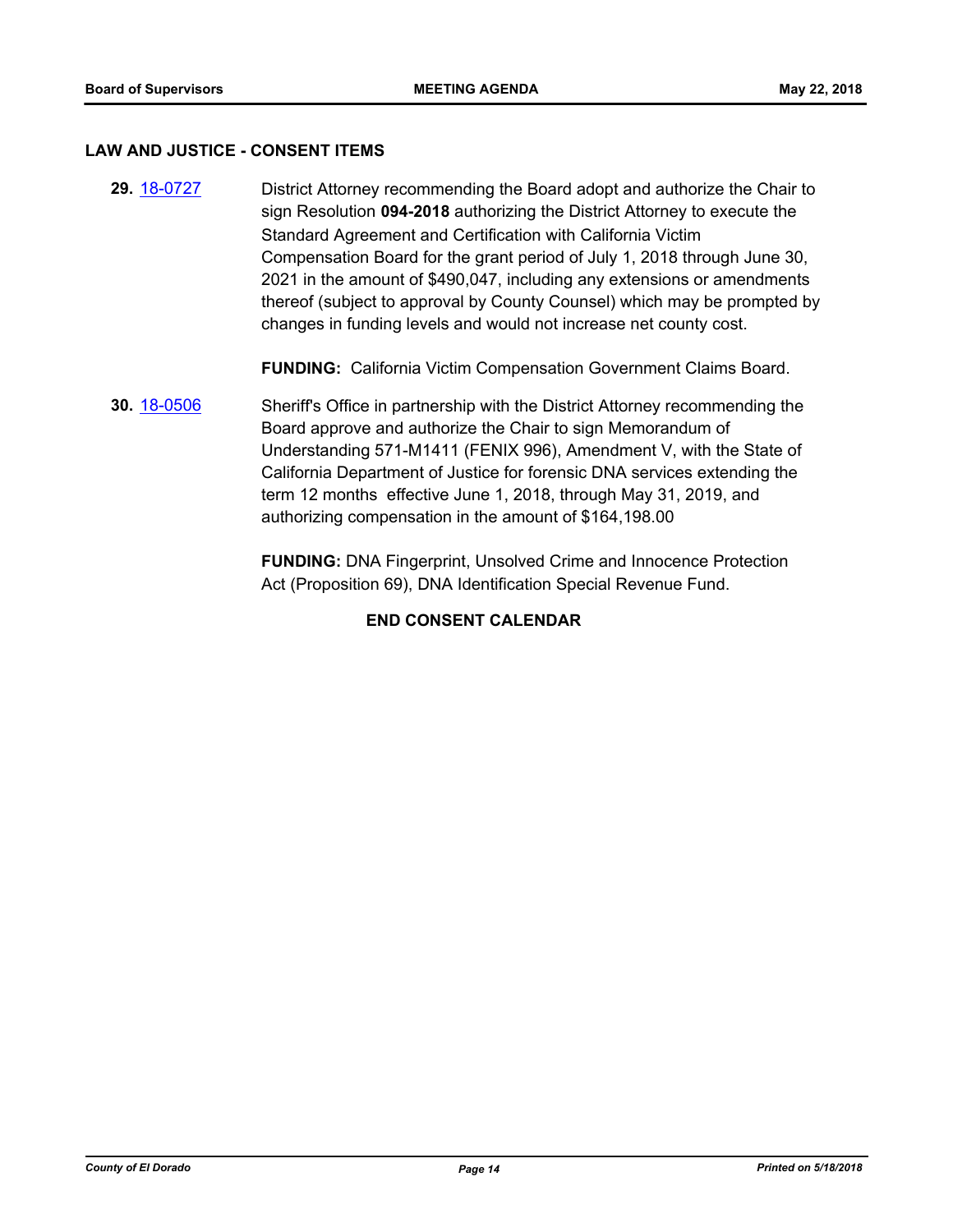## LAW AND JUSTICE - CONSENT ITEMS

**29.** [18-0727](18-0727) District Attorney recommending the Board adopt and authorize the Chair to sign Resolution **094-2018** authorizing the District Attorney to execute the Standard Agreement and Certification with California Victim Compensation Board for the grant period of July 1, 2018 through June 30, 2021 in the amount of $490,047, including any extensions or amendments thereof (subject to approval by County Counsel) which may be prompted by changes in funding levels and would not increase net county cost.

**FUNDING:** California Victim Compensation Government Claims Board.

**30.** [18-0506](18-0506) Sheriff's Office in partnership with the District Attorney recommending the Board approve and authorize the Chair to sign Memorandum of Understanding 571-M1411 (FENIX 996), Amendment V, with the State of California Department of Justice for forensic DNA services extending the term 12 months effective June 1, 2018, through May 31, 2019, and authorizing compensation in the amount of $164,198.00

**FUNDING:** DNA Fingerprint, Unsolved Crime and Innocence Protection Act (Proposition 69), DNA Identification Special Revenue Fund.

**END CONSENT CALENDAR**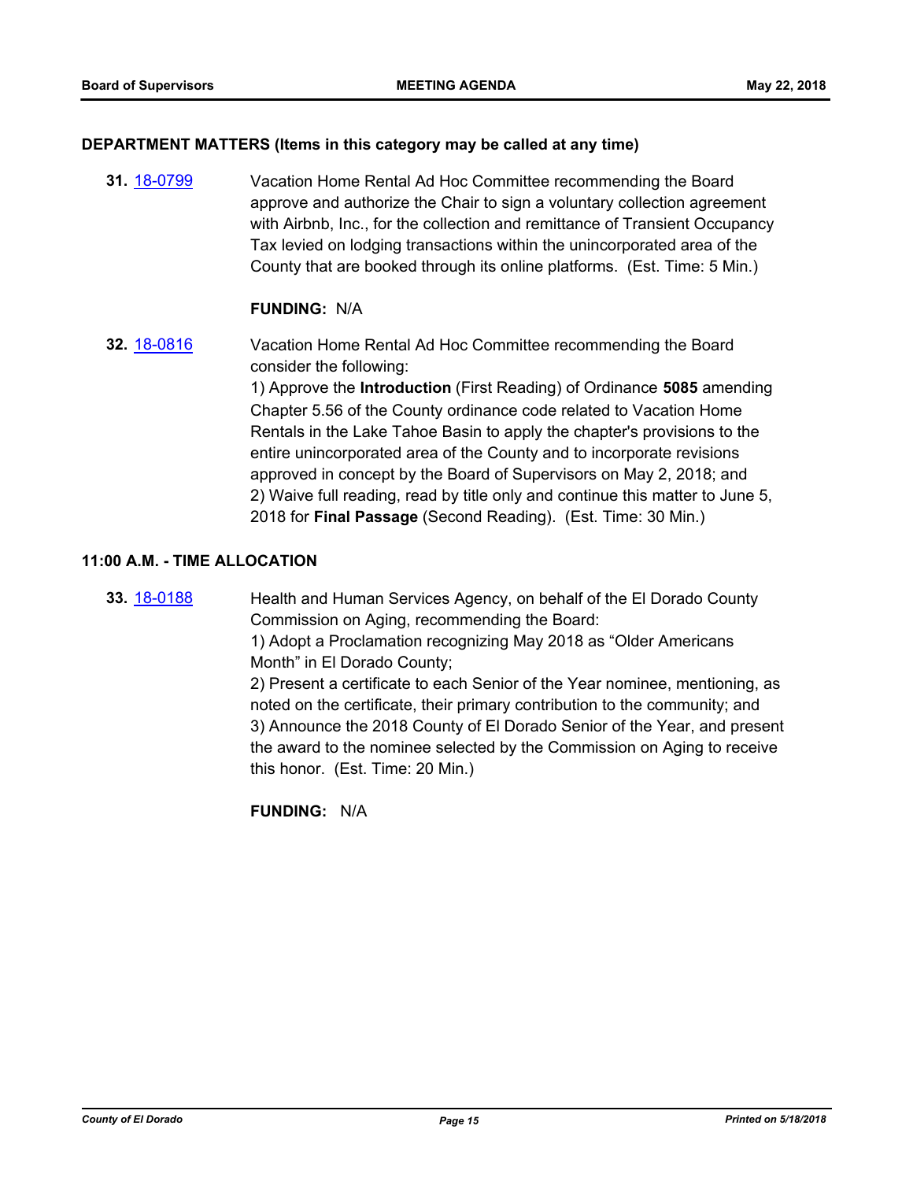### DEPARTMENT MATTERS (Items in this category may be called at any time)

**31.** [18-0799](18-0799)

Vacation Home Rental Ad Hoc Committee recommending the Board approve and authorize the Chair to sign a voluntary collection agreement with Airbnb, Inc., for the collection and remittance of Transient Occupancy Tax levied on lodging transactions within the unincorporated area of the County that are booked through its online platforms. (Est. Time: 5 Min.)

**FUNDING:** N/A

**32.** [18-0816](18-0816)

Vacation Home Rental Ad Hoc Committee recommending the Board consider the following:

1) Approve the **Introduction** (First Reading) of Ordinance **5085** amending Chapter 5.56 of the County ordinance code related to Vacation Home Rentals in the Lake Tahoe Basin to apply the chapter's provisions to the entire unincorporated area of the County and to incorporate revisions approved in concept by the Board of Supervisors on May 2, 2018; and

2) Waive full reading, read by title only and continue this matter to June 5, 2018 for **Final Passage** (Second Reading). (Est. Time: 30 Min.)

### 11:00 A.M. - TIME ALLOCATION

**33.** [18-0188](18-0188)

Health and Human Services Agency, on behalf of the El Dorado County Commission on Aging, recommending the Board:

1) Adopt a Proclamation recognizing May 2018 as "Older Americans Month" in El Dorado County;

2) Present a certificate to each Senior of the Year nominee, mentioning, as noted on the certificate, their primary contribution to the community; and

3) Announce the 2018 County of El Dorado Senior of the Year, and present the award to the nominee selected by the Commission on Aging to receive this honor. (Est. Time: 20 Min.)

**FUNDING:** N/A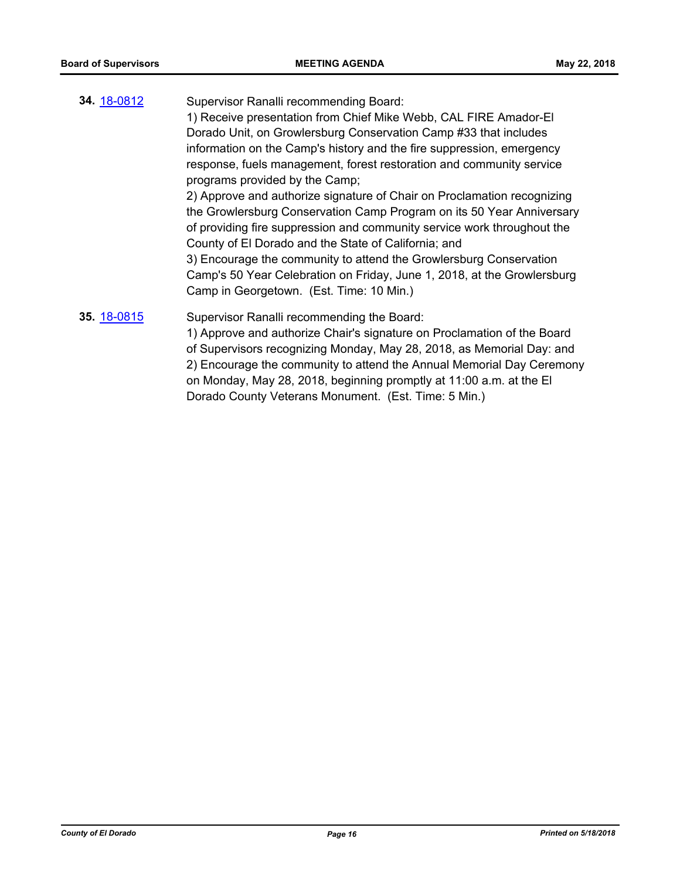**34.** 18-0812

Supervisor Ranalli recommending Board:
1) Receive presentation from Chief Mike Webb, CAL FIRE Amador-El Dorado Unit, on Growlersburg Conservation Camp #33 that includes information on the Camp's history and the fire suppression, emergency response, fuels management, forest restoration and community service programs provided by the Camp;
2) Approve and authorize signature of Chair on Proclamation recognizing the Growlersburg Conservation Camp Program on its 50 Year Anniversary of providing fire suppression and community service work throughout the County of El Dorado and the State of California; and
3) Encourage the community to attend the Growlersburg Conservation Camp's 50 Year Celebration on Friday, June 1, 2018, at the Growlersburg Camp in Georgetown. (Est. Time: 10 Min.)

**35.** 18-0815

Supervisor Ranalli recommending the Board:
1) Approve and authorize Chair's signature on Proclamation of the Board of Supervisors recognizing Monday, May 28, 2018, as Memorial Day: and
2) Encourage the community to attend the Annual Memorial Day Ceremony on Monday, May 28, 2018, beginning promptly at 11:00 a.m. at the El Dorado County Veterans Monument. (Est. Time: 5 Min.)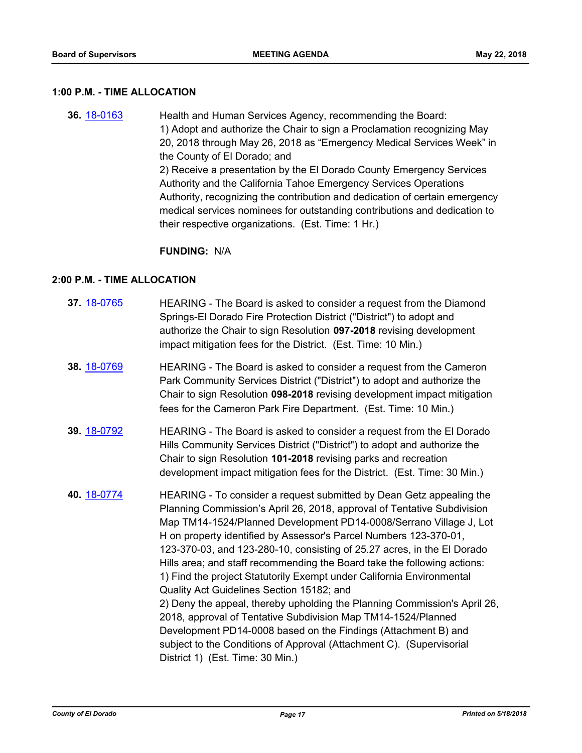### 1:00 P.M. - TIME ALLOCATION

**36.** 18-0163

Health and Human Services Agency, recommending the Board:
1) Adopt and authorize the Chair to sign a Proclamation recognizing May 20, 2018 through May 26, 2018 as "Emergency Medical Services Week" in the County of El Dorado; and
2) Receive a presentation by the El Dorado County Emergency Services Authority and the California Tahoe Emergency Services Operations Authority, recognizing the contribution and dedication of certain emergency medical services nominees for outstanding contributions and dedication to their respective organizations. (Est. Time: 1 Hr.)

**FUNDING:** N/A

### 2:00 P.M. - TIME ALLOCATION

**37.** 18-0765

HEARING - The Board is asked to consider a request from the Diamond Springs-El Dorado Fire Protection District ("District") to adopt and authorize the Chair to sign Resolution **097-2018** revising development impact mitigation fees for the District. (Est. Time: 10 Min.)

**38.** 18-0769

HEARING - The Board is asked to consider a request from the Cameron Park Community Services District ("District") to adopt and authorize the Chair to sign Resolution **098-2018** revising development impact mitigation fees for the Cameron Park Fire Department. (Est. Time: 10 Min.)

**39.** 18-0792

HEARING - The Board is asked to consider a request from the El Dorado Hills Community Services District ("District") to adopt and authorize the Chair to sign Resolution **101-2018** revising parks and recreation development impact mitigation fees for the District. (Est. Time: 30 Min.)

**40.** 18-0774

HEARING - To consider a request submitted by Dean Getz appealing the Planning Commission's April 26, 2018, approval of Tentative Subdivision Map TM14-1524/Planned Development PD14-0008/Serrano Village J, Lot H on property identified by Assessor's Parcel Numbers 123-370-01, 123-370-03, and 123-280-10, consisting of 25.27 acres, in the El Dorado Hills area; and staff recommending the Board take the following actions:
1) Find the project Statutorily Exempt under California Environmental Quality Act Guidelines Section 15182; and
2) Deny the appeal, thereby upholding the Planning Commission's April 26, 2018, approval of Tentative Subdivision Map TM14-1524/Planned Development PD14-0008 based on the Findings (Attachment B) and subject to the Conditions of Approval (Attachment C). (Supervisorial District 1) (Est. Time: 30 Min.)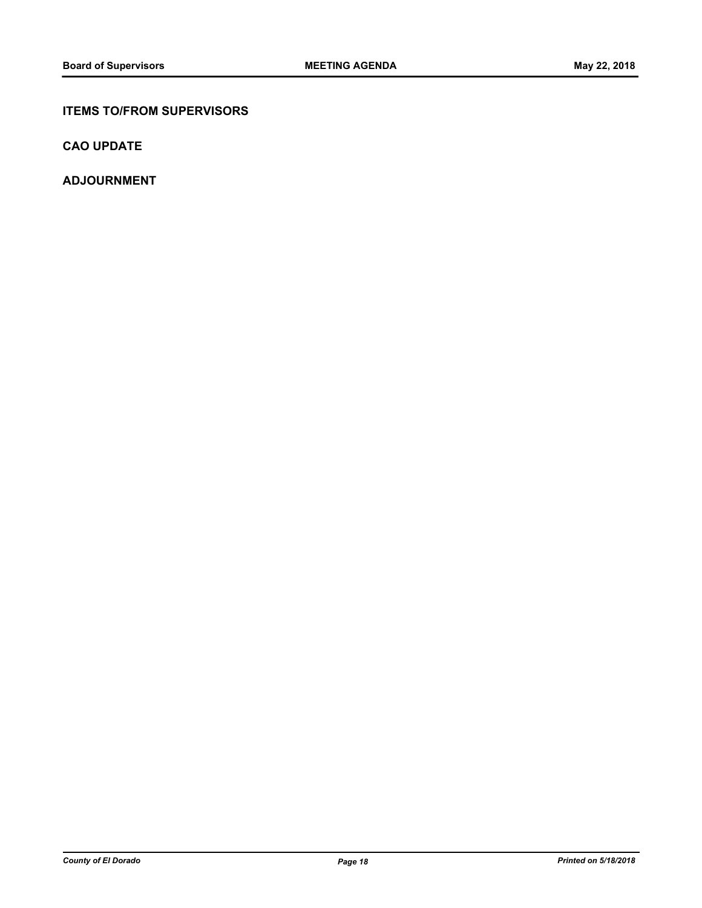## ITEMS TO/FROM SUPERVISORS

## CAO UPDATE

## ADJOURNMENT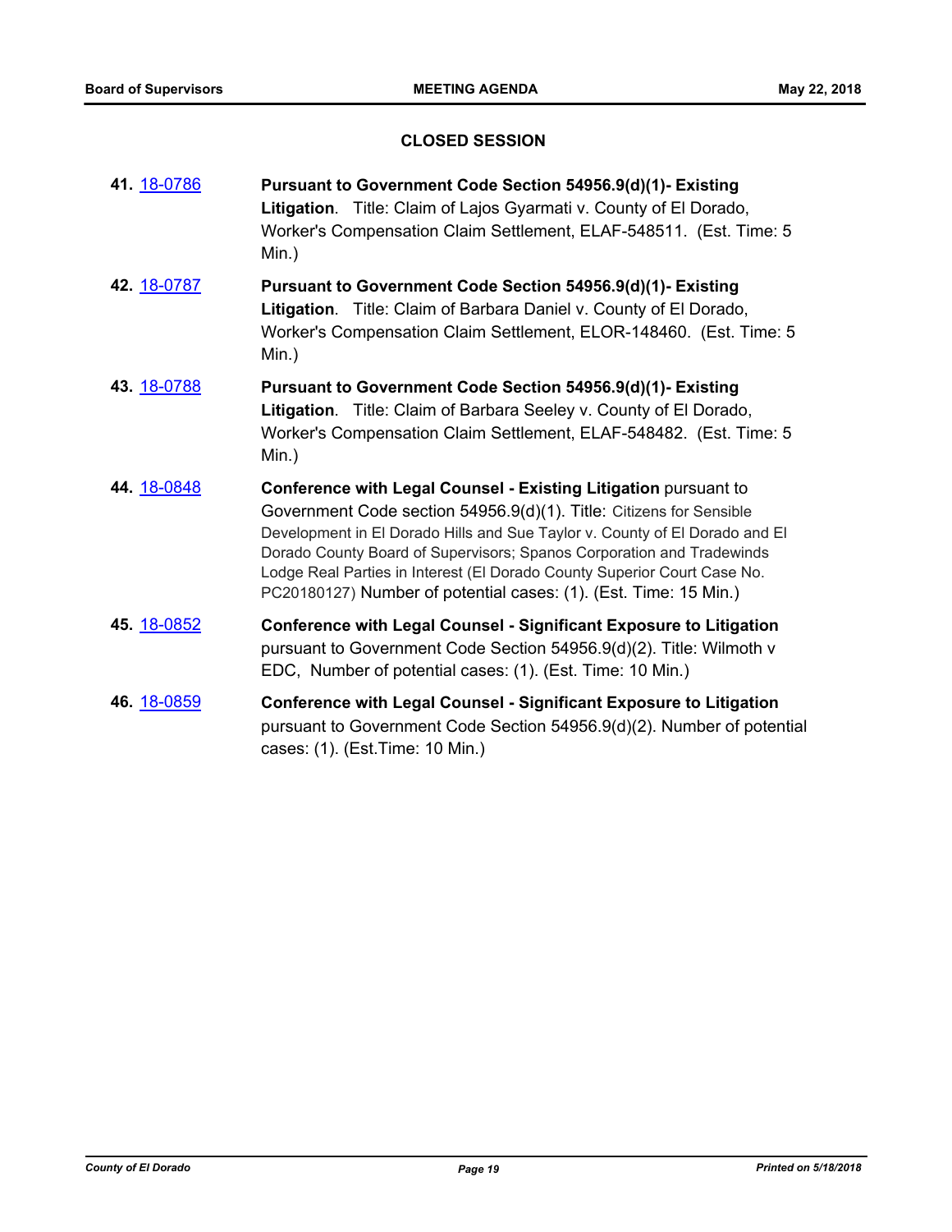## CLOSED SESSION

**41.** 18-0786 — **Pursuant to Government Code Section 54956.9(d)(1)- Existing Litigation**. Title: Claim of Lajos Gyarmati v. County of El Dorado, Worker's Compensation Claim Settlement, ELAF-548511. (Est. Time: 5 Min.)

**42.** 18-0787 — **Pursuant to Government Code Section 54956.9(d)(1)- Existing Litigation**. Title: Claim of Barbara Daniel v. County of El Dorado, Worker's Compensation Claim Settlement, ELOR-148460. (Est. Time: 5 Min.)

**43.** 18-0788 — **Pursuant to Government Code Section 54956.9(d)(1)- Existing Litigation**. Title: Claim of Barbara Seeley v. County of El Dorado, Worker's Compensation Claim Settlement, ELAF-548482. (Est. Time: 5 Min.)

**44.** 18-0848 — **Conference with Legal Counsel - Existing Litigation** pursuant to Government Code section 54956.9(d)(1). Title: Citizens for Sensible Development in El Dorado Hills and Sue Taylor v. County of El Dorado and El Dorado County Board of Supervisors; Spanos Corporation and Tradewinds Lodge Real Parties in Interest (El Dorado County Superior Court Case No. PC20180127) Number of potential cases: (1). (Est. Time: 15 Min.)

**45.** 18-0852 — **Conference with Legal Counsel - Significant Exposure to Litigation** pursuant to Government Code Section 54956.9(d)(2). Title: Wilmoth v EDC, Number of potential cases: (1). (Est. Time: 10 Min.)

**46.** 18-0859 — **Conference with Legal Counsel - Significant Exposure to Litigation** pursuant to Government Code Section 54956.9(d)(2). Number of potential cases: (1). (Est.Time: 10 Min.)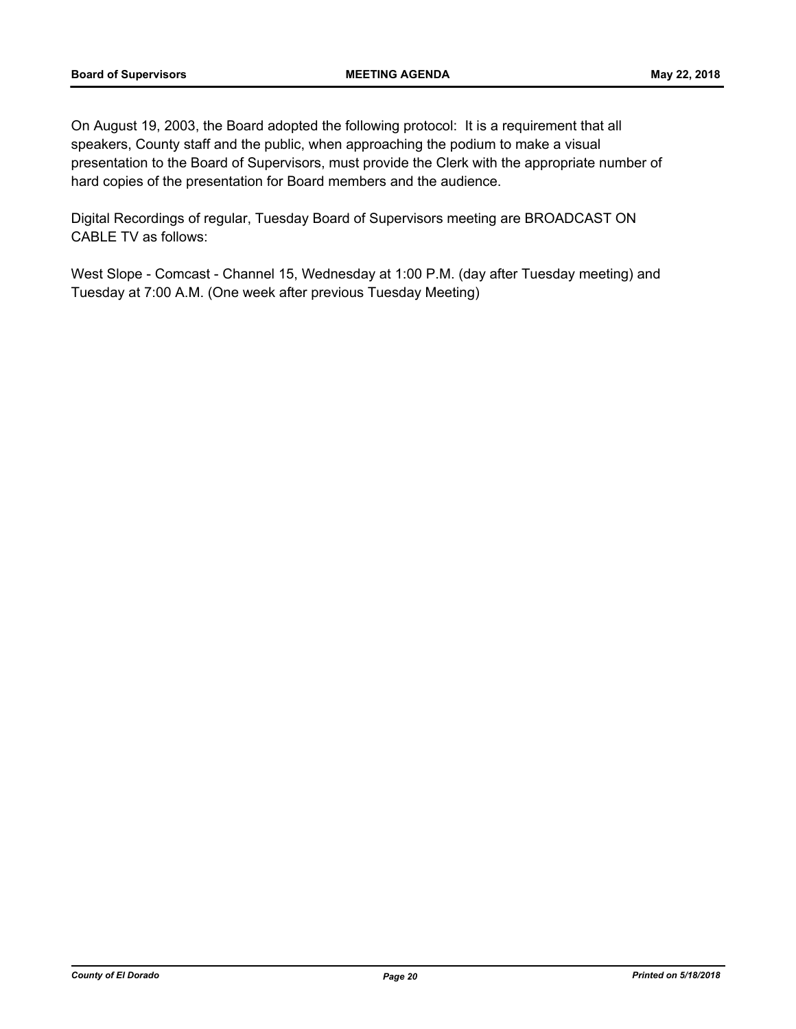On August 19, 2003, the Board adopted the following protocol: It is a requirement that all speakers, County staff and the public, when approaching the podium to make a visual presentation to the Board of Supervisors, must provide the Clerk with the appropriate number of hard copies of the presentation for Board members and the audience.

Digital Recordings of regular, Tuesday Board of Supervisors meeting are BROADCAST ON CABLE TV as follows:

West Slope - Comcast - Channel 15, Wednesday at 1:00 P.M. (day after Tuesday meeting) and Tuesday at 7:00 A.M. (One week after previous Tuesday Meeting)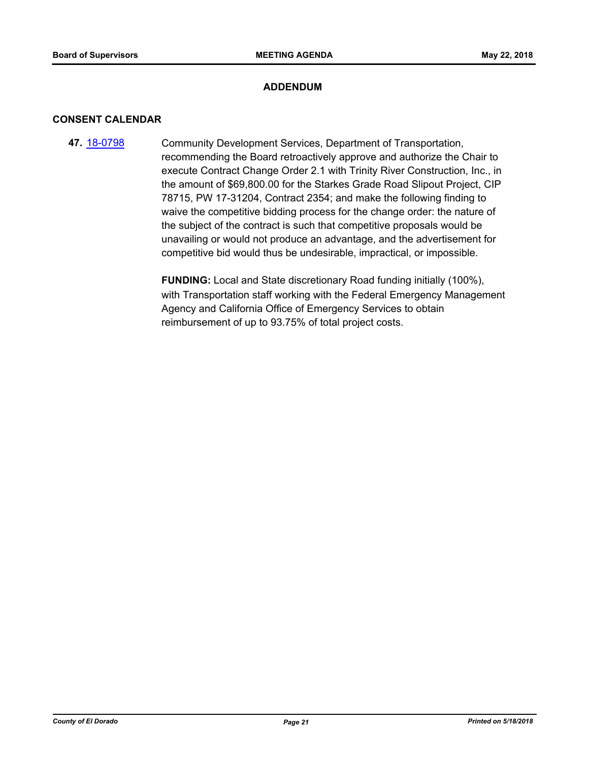## ADDENDUM

### CONSENT CALENDAR

**47.** 18-0798 Community Development Services, Department of Transportation, recommending the Board retroactively approve and authorize the Chair to execute Contract Change Order 2.1 with Trinity River Construction, Inc., in the amount of $69,800.00 for the Starkes Grade Road Slipout Project, CIP 78715, PW 17-31204, Contract 2354; and make the following finding to waive the competitive bidding process for the change order: the nature of the subject of the contract is such that competitive proposals would be unavailing or would not produce an advantage, and the advertisement for competitive bid would thus be undesirable, impractical, or impossible.

**FUNDING:** Local and State discretionary Road funding initially (100%), with Transportation staff working with the Federal Emergency Management Agency and California Office of Emergency Services to obtain reimbursement of up to 93.75% of total project costs.